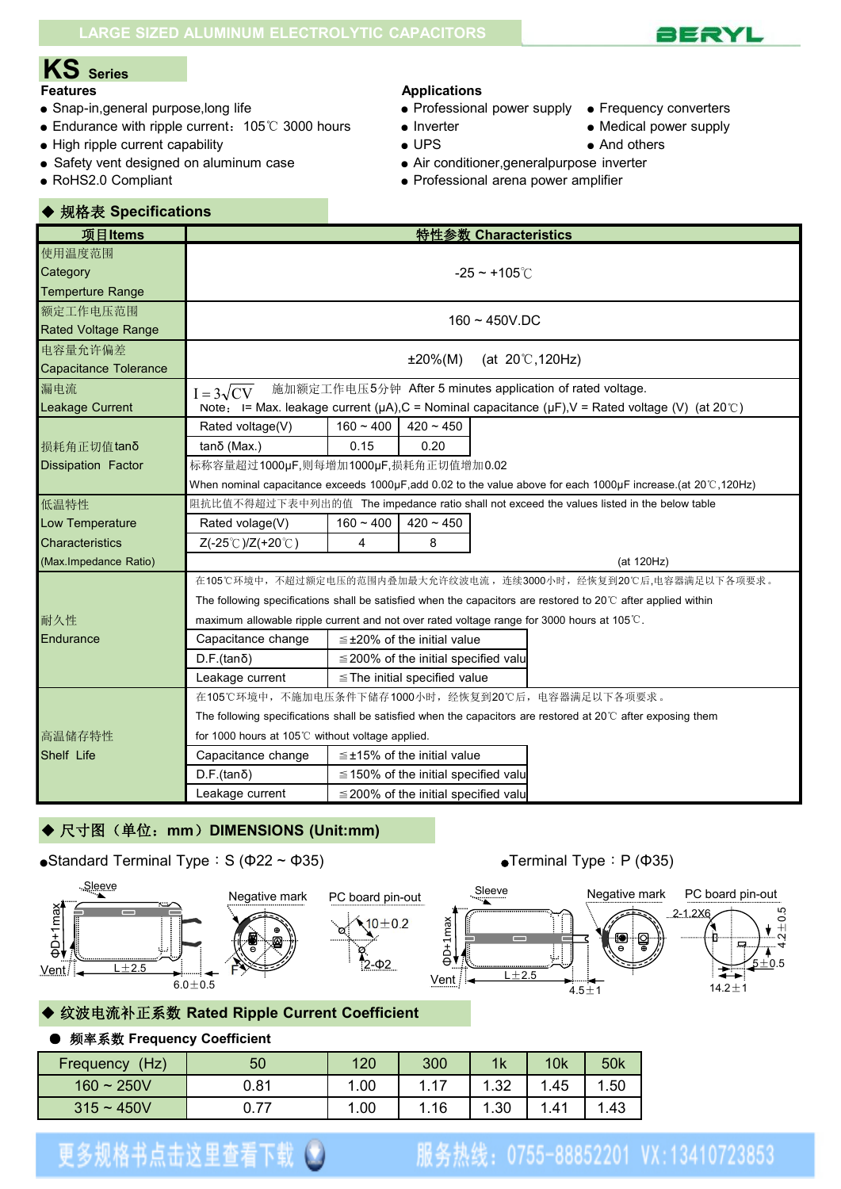LARGE SIZED ALUMINUM ELECTROLYTIC CAPACITORS

BERYL

# KS Series

## Features

- Snap-in,general purpose,long life
- Endurance with ripple current：105℃ 3000 hours
- High ripple current capability
- Safety vent designed on aluminum case
- RoHS2.0 Compliant

## Applications

- Professional power supply
- Frequency converters
- Inverter
- Medical power supply
- UPS
- And others
- Air conditioner,generalpurpose inverter
- Professional arena power amplifier

## ◆ 规格表 Specifications

| 项目Items | 特性参数 Characteristics | | |
|---|---|---|---|
| 使用温度范围 Category Temperture Range | -25 ~ +105℃ | | |
| 额定工作电压范围 Rated Voltage Range | 160 ~ 450V.DC | | |
| 电容量允许偏差 Capacitance Tolerance | ±20%(M)　(at 20℃,120Hz) | | |
| 漏电流 Leakage Current | $I=3\sqrt{CV}$ 施加额定工作电压5分钟 After 5 minutes application of rated voltage. Note： I= Max. leakage current (μA),C = Nominal capacitance (μF),V = Rated voltage (V) (at 20℃) | | |
| 损耗角正切值tanδ Dissipation Factor | Rated voltage(V) | 160 ~ 400 | 420 ~ 450 |
| | tanδ (Max.) | 0.15 | 0.20 |
| | 标称容量超过1000μF,则每增加1000μF,损耗角正切值增加0.02 When nominal capacitance exceeds 1000μF,add 0.02 to the value above for each 1000μF increase.(at 20℃,120Hz) | | |
| 低温特性 Low Temperature Characteristics (Max.Impedance Ratio) | 阻抗比值不得超过下表中列出的值 The impedance ratio shall not exceed the values listed in the below table | | |
| | Rated volage(V) | 160 ~ 400 | 420 ~ 450 |
| | Z(-25℃)/Z(+20℃) | 4 | 8 |
| | (at 120Hz) | | |
| 耐久性 Endurance | 在105℃环境中，不超过额定电压的范围内叠加最大允许纹波电流，连续3000小时，经恢复到20℃后,电容器满足以下各项要求。 The following specifications shall be satisfied when the capacitors are restored to 20℃ after applied within maximum allowable ripple current and not over rated voltage range for 3000 hours at 105℃. | | |
| | Capacitance change | ≦±20% of the initial value | |
| | D.F.(tanδ) | ≦200% of the initial specified valu | |
| | Leakage current | ≦The initial specified value | |
| 高温储存特性 Shelf Life | 在105℃环境中，不施加电压条件下储存1000小时，经恢复到20℃后，电容器满足以下各项要求。 The following specifications shall be satisfied when the capacitors are restored to 20℃ after exposing them for 1000 hours at 105℃ without voltage applied. | | |
| | Capacitance change | ≦±15% of the initial value | |
| | D.F.(tanδ) | ≦150% of the initial specified valu | |
| | Leakage current | ≦200% of the initial specified valu | |

## ◆ 尺寸图（单位：mm）DIMENSIONS (Unit:mm)

●Standard Terminal Type：S (Φ22 ~ Φ35)

Sleeve, ΦD+1max, Vent, L±2.5, 6.0±0.5, Negative mark, F, PC board pin-out, 10±0.2, 2-Φ2

●Terminal Type：P (Φ35)

Sleeve, ΦD+1max, Vent, L±2.5, 4.5±1, Negative mark, PC board pin-out, 2-1.2X6, 4.2±0.5, 5±0.5, 14.2±1

## ◆ 纹波电流补正系数 Rated Ripple Current Coefficient

### ● 频率系数 Frequency Coefficient

| Frequency (Hz) | 50 | 120 | 300 | 1k | 10k | 50k |
|---|---|---|---|---|---|---|
| 160 ~ 250V | 0.81 | 1.00 | 1.17 | 1.32 | 1.45 | 1.50 |
| 315 ~ 450V | 0.77 | 1.00 | 1.16 | 1.30 | 1.41 | 1.43 |

更多规格书点击这里查看下载　服务热线：0755-88852201 VX:13410723853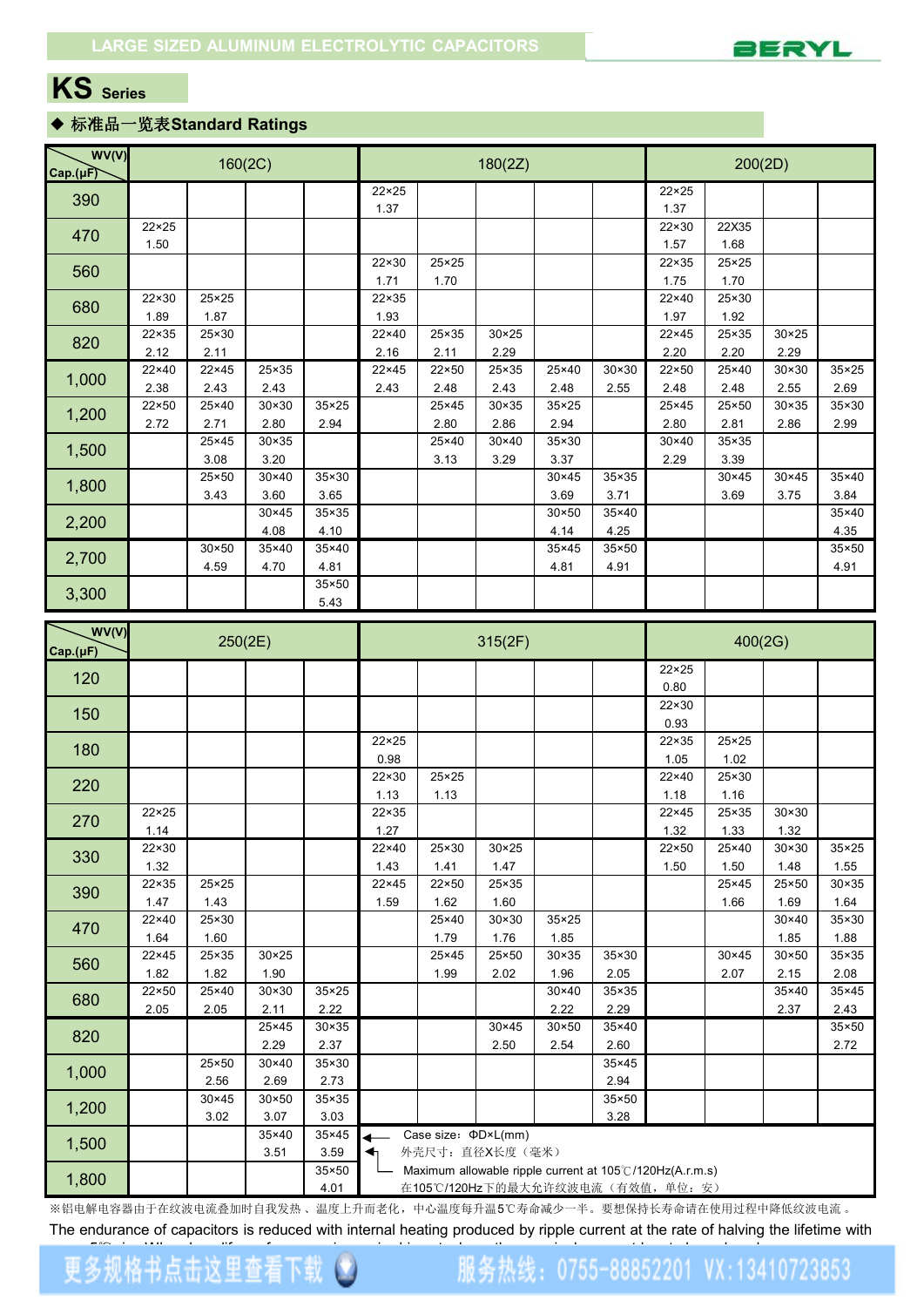## KS Series

### ◆ 标准品一览表Standard Ratings

| WV(V) / Cap.(μF) | 160(2C) | | | | 180(2Z) | | | | | 200(2D) | | | |
|---|---|---|---|---|---|---|---|---|---|---|---|---|---|
| 390 | | | | | 22×25 1.37 | | | | | 22×25 1.37 | | | |
| 470 | 22×25 1.50 | | | | | | | | | 22×30 1.57 | 22X35 1.68 | | |
| 560 | | | | | 22×30 1.71 | 25×25 1.70 | | | | 22×35 1.75 | 25×25 1.70 | | |
| 680 | 22×30 1.89 | 25×25 1.87 | | | 22×35 1.93 | | | | | 22×40 1.97 | 25×30 1.92 | | |
| 820 | 22×35 2.12 | 25×30 2.11 | | | 22×40 2.16 | 25×35 2.11 | 30×25 2.29 | | | 22×45 2.20 | 25×35 2.20 | 30×25 2.29 | |
| 1,000 | 22×40 2.38 | 22×45 2.43 | 25×35 2.43 | | 22×45 2.43 | 22×50 2.48 | 25×35 2.43 | 25×40 2.48 | 30×30 2.55 | 22×50 2.48 | 25×40 2.48 | 30×30 2.55 | 35×25 2.69 |
| 1,200 | 22×50 2.72 | 25×40 2.71 | 30×30 2.80 | 35×25 2.94 | | 25×45 2.80 | 30×35 2.86 | 35×25 2.94 | | 25×45 2.80 | 25×50 2.81 | 30×35 2.86 | 35×30 2.99 |
| 1,500 | | 25×45 3.08 | 30×35 3.20 | | | 25×40 3.13 | 30×40 3.29 | 35×30 3.37 | | 30×40 2.29 | 35×35 3.39 | | |
| 1,800 | | 25×50 3.43 | 30×40 3.60 | 35×30 3.65 | | | | 30×45 3.69 | 35×35 3.71 | | 30×45 3.69 | 30×45 3.75 | 35×40 3.84 |
| 2,200 | | | 30×45 4.08 | 35×35 4.10 | | | | 30×50 4.14 | 35×40 4.25 | | | | 35×40 4.35 |
| 2,700 | | 30×50 4.59 | 35×40 4.70 | 35×40 4.81 | | | | 35×45 4.81 | 35×50 4.91 | | | | 35×50 4.91 |
| 3,300 | | | | 35×50 5.43 | | | | | | | | | |

| WV(V) / Cap.(μF) | 250(2E) | | | | 315(2F) | | | | | 400(2G) | | | |
|---|---|---|---|---|---|---|---|---|---|---|---|---|---|
| 120 | | | | | | | | | | 22×25 0.80 | | | |
| 150 | | | | | | | | | | 22×30 0.93 | | | |
| 180 | | | | | 22×25 0.98 | | | | | 22×35 1.05 | 25×25 1.02 | | |
| 220 | | | | | 22×30 1.13 | 25×25 1.13 | | | | 22×40 1.18 | 25×30 1.16 | | |
| 270 | 22×25 1.14 | | | | 22×35 1.27 | | | | | 22×45 1.32 | 25×35 1.33 | 30×30 1.32 | |
| 330 | 22×30 1.32 | | | | 22×40 1.43 | 25×30 1.41 | 30×25 1.47 | | | 22×50 1.50 | 25×40 1.50 | 30×30 1.48 | 35×25 1.55 |
| 390 | 22×35 1.47 | 25×25 1.43 | | | 22×45 1.59 | 22×50 1.62 | 25×35 1.60 | | | | 25×45 1.66 | 25×50 1.69 | 30×35 1.64 |
| 470 | 22×40 1.64 | 25×30 1.60 | | | | 25×40 1.79 | 30×30 1.76 | 35×25 1.85 | | | | 30×40 1.85 | 35×30 1.88 |
| 560 | 22×45 1.82 | 25×35 1.82 | 30×25 1.90 | | | 25×45 1.99 | 25×50 2.02 | 30×35 1.96 | 35×30 2.05 | | 30×45 2.07 | 30×50 2.15 | 35×35 2.08 |
| 680 | 22×50 2.05 | 25×40 2.05 | 30×30 2.11 | 35×25 2.22 | | | | 30×40 2.22 | 35×35 2.29 | | | 35×40 2.37 | 35×45 2.43 |
| 820 | | | 25×45 2.29 | 30×35 2.37 | | | 30×45 2.50 | 30×50 2.54 | 35×40 2.60 | | | | 35×50 2.72 |
| 1,000 | | 25×50 2.56 | 30×40 2.69 | 35×30 2.73 | | | | | 35×45 2.94 | | | | |
| 1,200 | | 30×45 3.02 | 30×50 3.07 | 35×35 3.03 | | | | | 35×50 3.28 | | | | |
| 1,500 | | | 35×40 3.51 | 35×45 3.59 | | | | | | | | | |
| 1,800 | | | | 35×50 4.01 | | | | | | | | | |

Case size：ΦD×L(mm)
外壳尺寸：直径X长度（毫米）

Maximum allowable ripple current at 105℃/120Hz(A.r.m.s)
在105℃/120Hz下的最大允许纹波电流（有效值，单位：安）

※铝电解电容器由于在纹波电流叠加时自我发热、温度上升而老化，中心温度每升温5℃寿命减少一半。要想保持长寿命请在使用过程中降低纹波电流。

The endurance of capacitors is reduced with internal heating produced by ripple current at the rate of halving the lifetime with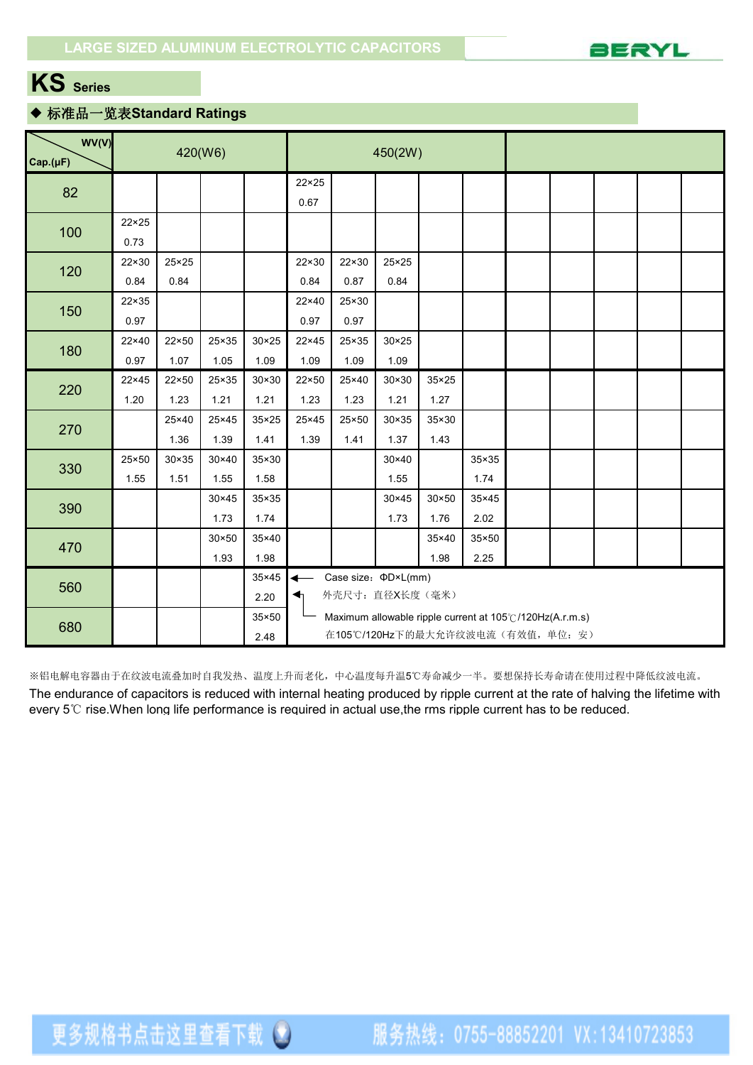# KS Series

## ◆ 标准品一览表Standard Ratings

| WV(V) / Cap.(μF) | 420(W6) | | | | 450(2W) | | | | | | | | | |
|---|---|---|---|---|---|---|---|---|---|---|---|---|---|---|
| 82 | | | | | 22×25 0.67 | | | | | | | | | |
| 100 | 22×25 0.73 | | | | | | | | | | | | | |
| 120 | 22×30 0.84 | 25×25 0.84 | | | 22×30 0.84 | 22×30 0.87 | 25×25 0.84 | | | | | | | |
| 150 | 22×35 0.97 | | | | 22×40 0.97 | 25×30 0.97 | | | | | | | | |
| 180 | 22×40 0.97 | 22×50 1.07 | 25×35 1.05 | 30×25 1.09 | 22×45 1.09 | 25×35 1.09 | 30×25 1.09 | | | | | | | |
| 220 | 22×45 1.20 | 22×50 1.23 | 25×35 1.21 | 30×30 1.21 | 22×50 1.23 | 25×40 1.23 | 30×30 1.21 | 35×25 1.27 | | | | | | |
| 270 | | 25×40 1.36 | 25×45 1.39 | 35×25 1.41 | 25×45 1.39 | 25×50 1.41 | 30×35 1.37 | 35×30 1.43 | | | | | | |
| 330 | 25×50 1.55 | 30×35 1.51 | 30×40 1.55 | 35×30 1.58 | | | 30×40 1.55 | | 35×35 1.74 | | | | | |
| 390 | | | 30×45 1.73 | 35×35 1.74 | | | 30×45 1.73 | 30×50 1.76 | 35×45 2.02 | | | | | |
| 470 | | | 30×50 1.93 | 35×40 1.98 | | | | 35×40 1.98 | 35×50 2.25 | | | | | |
| 560 | | | | 35×45 2.20 | | | | | | | | | | |
| 680 | | | | 35×50 2.48 | | | | | | | | | | |

Case size：ΦD×L(mm)
外壳尺寸：直径X长度（毫米）

Maximum allowable ripple current at 105℃/120Hz(A.r.m.s)
在105℃/120Hz下的最大允许纹波电流（有效值，单位：安）

※铝电解电容器由于在纹波电流叠加时自我发热、温度上升而老化，中心温度每升温5℃寿命减少一半。要想保持长寿命请在使用过程中降低纹波电流。

The endurance of capacitors is reduced with internal heating produced by ripple current at the rate of halving the lifetime with every 5℃ rise.When long life performance is required in actual use,the rms ripple current has to be reduced.